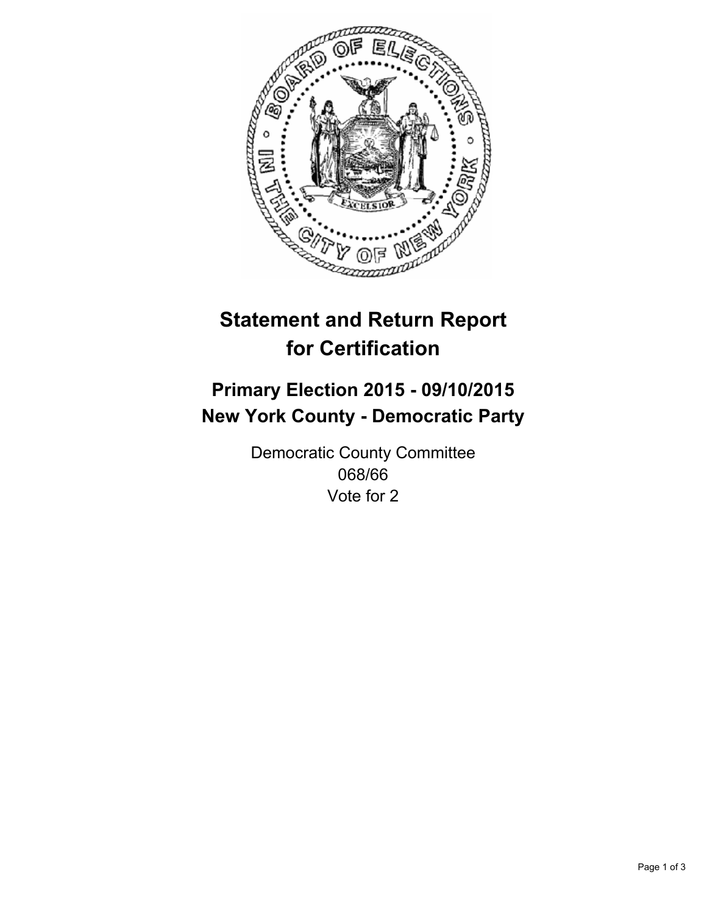# Statement and Return Report for Certification

## Primary Election 2015 - 09/10/2015
## New York County - Democratic Party

Democratic County Committee
068/66
Vote for 2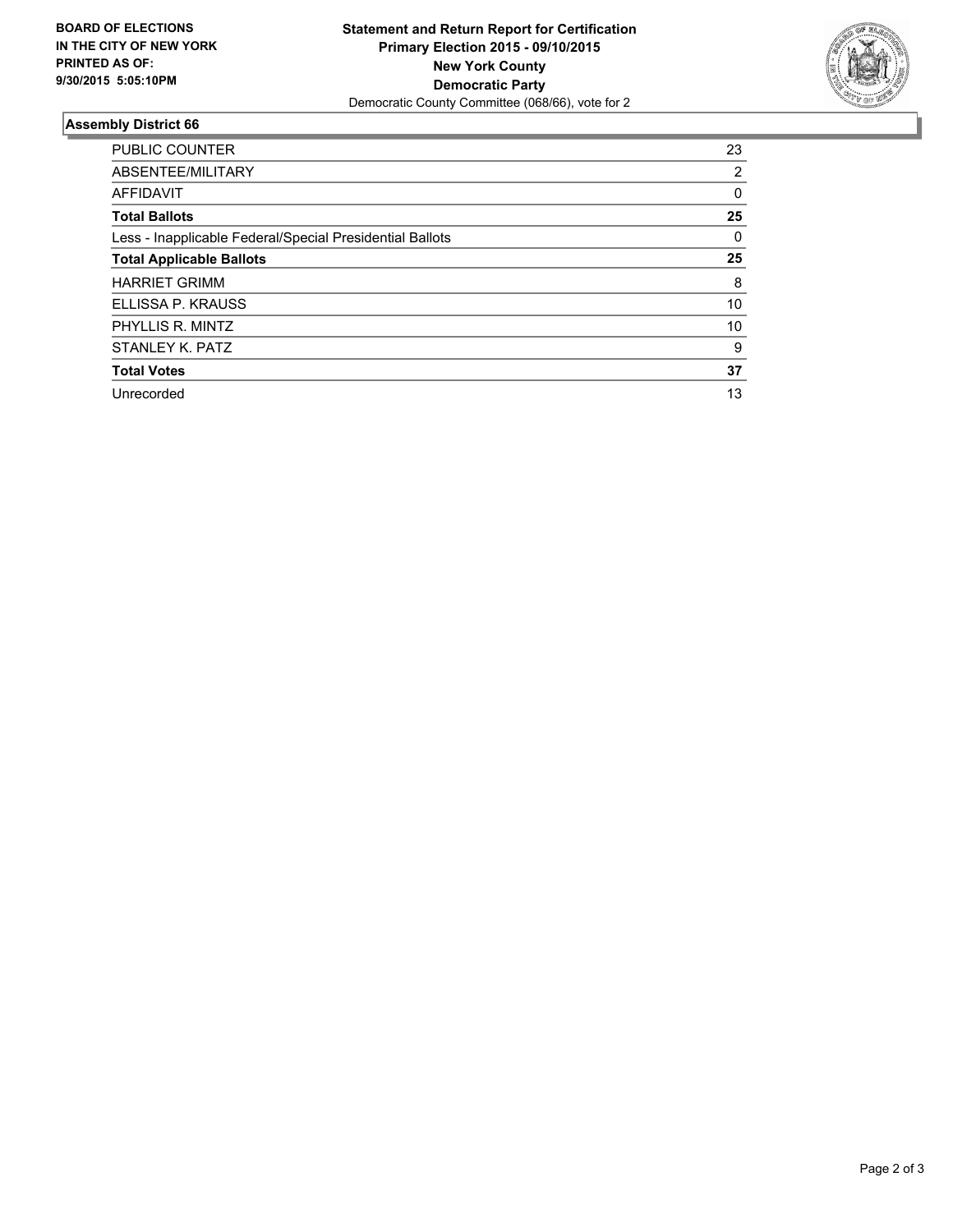**BOARD OF ELECTIONS IN THE CITY OF NEW YORK PRINTED AS OF: 9/30/2015 5:05:10PM**

**Statement and Return Report for Certification**
**Primary Election 2015 - 09/10/2015**
**New York County**
**Democratic Party**
Democratic County Committee (068/66), vote for 2

## Assembly District 66

| | |
|---|---|
| PUBLIC COUNTER | 23 |
| ABSENTEE/MILITARY | 2 |
| AFFIDAVIT | 0 |
| **Total Ballots** | **25** |
| Less - Inapplicable Federal/Special Presidential Ballots | 0 |
| **Total Applicable Ballots** | **25** |
| HARRIET GRIMM | 8 |
| ELLISSA P. KRAUSS | 10 |
| PHYLLIS R. MINTZ | 10 |
| STANLEY K. PATZ | 9 |
| **Total Votes** | **37** |
| Unrecorded | 13 |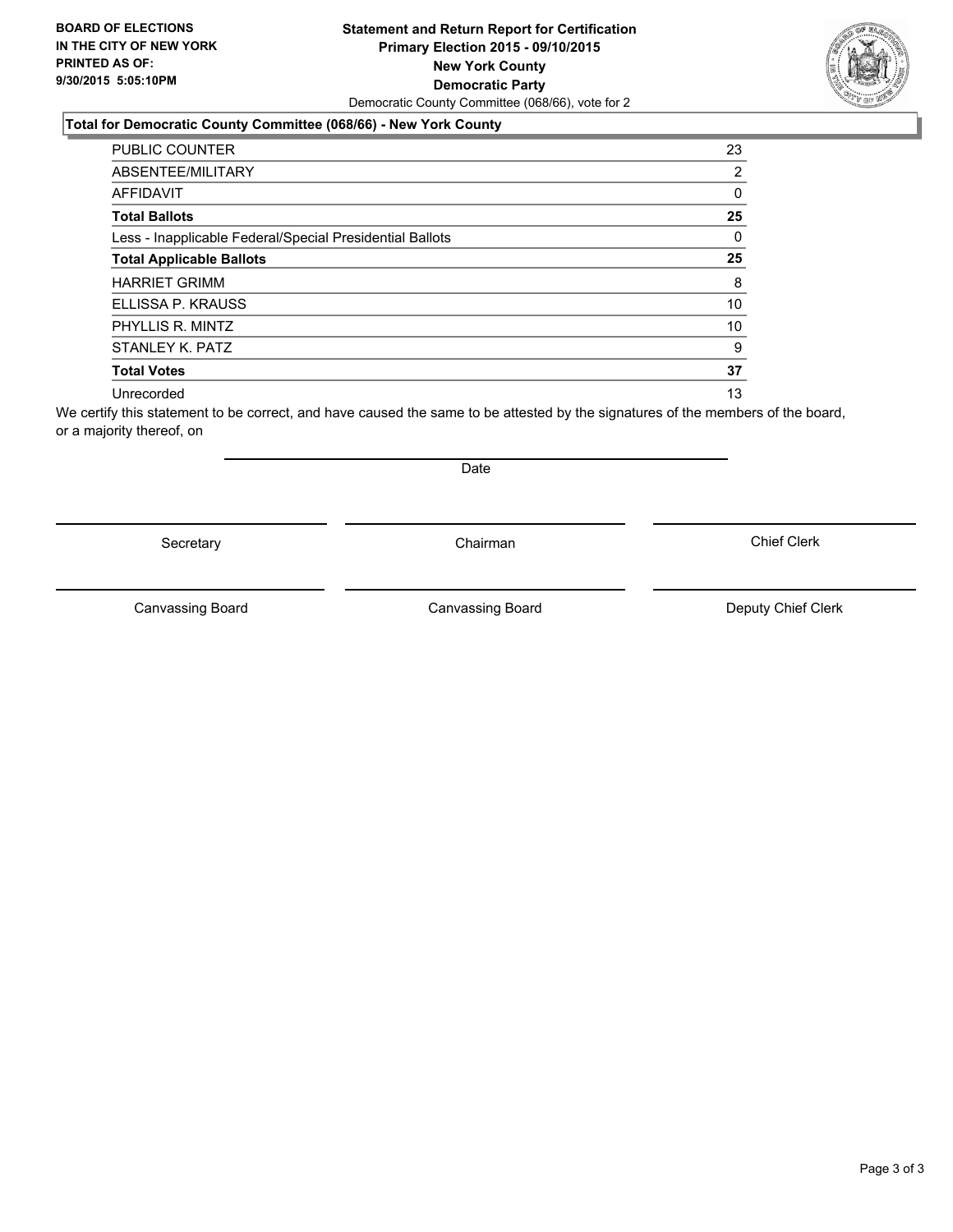**BOARD OF ELECTIONS IN THE CITY OF NEW YORK PRINTED AS OF: 9/30/2015 5:05:10PM**

**Statement and Return Report for Certification**
**Primary Election 2015 - 09/10/2015**
**New York County**
**Democratic Party**
Democratic County Committee (068/66), vote for 2

### Total for Democratic County Committee (068/66) - New York County

| | |
|---|---|
| PUBLIC COUNTER | 23 |
| ABSENTEE/MILITARY | 2 |
| AFFIDAVIT | 0 |
| **Total Ballots** | **25** |
| Less - Inapplicable Federal/Special Presidential Ballots | 0 |
| **Total Applicable Ballots** | **25** |
| HARRIET GRIMM | 8 |
| ELLISSA P. KRAUSS | 10 |
| PHYLLIS R. MINTZ | 10 |
| STANLEY K. PATZ | 9 |
| **Total Votes** | **37** |
| Unrecorded | 13 |

We certify this statement to be correct, and have caused the same to be attested by the signatures of the members of the board, or a majority thereof, on

Date

Secretary | Chairman | Chief Clerk

Canvassing Board | Canvassing Board | Deputy Chief Clerk